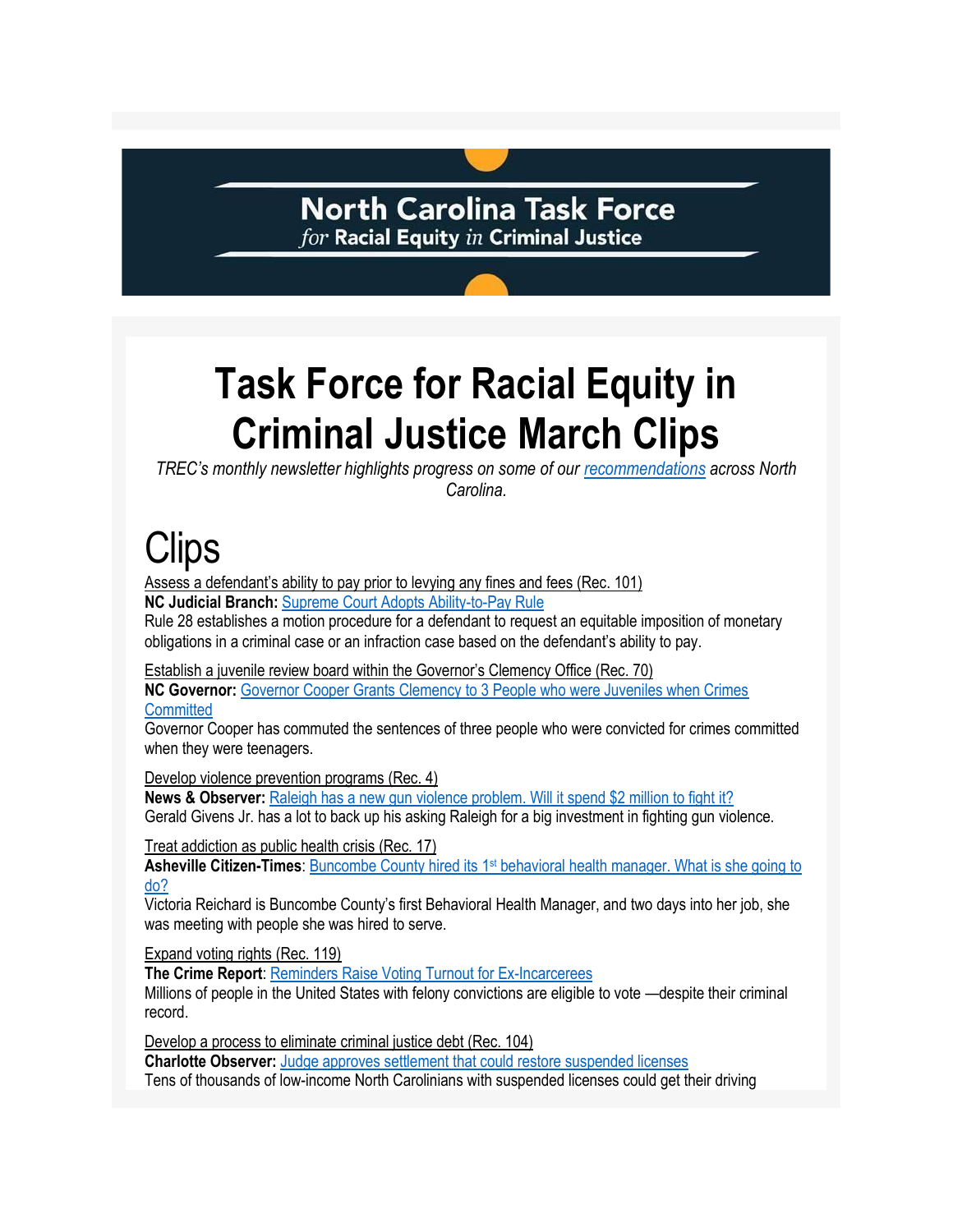North Carolina Task Force *for* Racial Equity *in* Criminal Justice

# Task Force for Racial Equity in Criminal Justice March Clips

*TREC's monthly newsletter highlights progress on some of our recommendations across North Carolina.*

# Clips

Assess a defendant's ability to pay prior to levying any fines and fees (Rec. 101)
**NC Judicial Branch:** Supreme Court Adopts Ability-to-Pay Rule
Rule 28 establishes a motion procedure for a defendant to request an equitable imposition of monetary obligations in a criminal case or an infraction case based on the defendant's ability to pay.

Establish a juvenile review board within the Governor's Clemency Office (Rec. 70)
**NC Governor:** Governor Cooper Grants Clemency to 3 People who were Juveniles when Crimes Committed
Governor Cooper has commuted the sentences of three people who were convicted for crimes committed when they were teenagers.

Develop violence prevention programs (Rec. 4)
**News & Observer:** Raleigh has a new gun violence problem. Will it spend $2 million to fight it?
Gerald Givens Jr. has a lot to back up his asking Raleigh for a big investment in fighting gun violence.

Treat addiction as public health crisis (Rec. 17)
**Asheville Citizen-Times**: Buncombe County hired its 1st behavioral health manager. What is she going to do?
Victoria Reichard is Buncombe County's first Behavioral Health Manager, and two days into her job, she was meeting with people she was hired to serve.

Expand voting rights (Rec. 119)
**The Crime Report**: Reminders Raise Voting Turnout for Ex-Incarcerees
Millions of people in the United States with felony convictions are eligible to vote —despite their criminal record.

Develop a process to eliminate criminal justice debt (Rec. 104)
**Charlotte Observer:** Judge approves settlement that could restore suspended licenses
Tens of thousands of low-income North Carolinians with suspended licenses could get their driving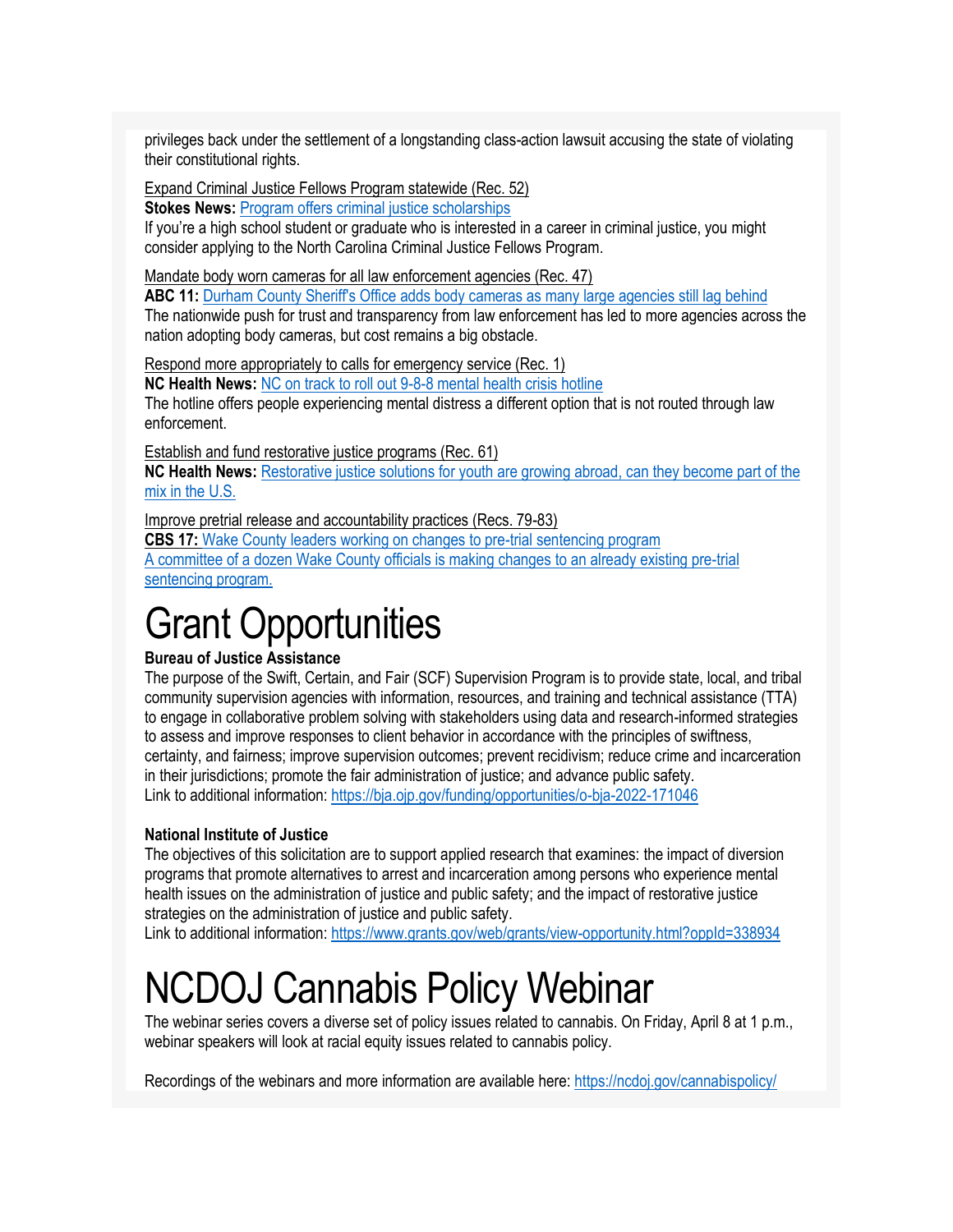privileges back under the settlement of a longstanding class-action lawsuit accusing the state of violating their constitutional rights.

Expand Criminal Justice Fellows Program statewide (Rec. 52)
**Stokes News:** Program offers criminal justice scholarships
If you're a high school student or graduate who is interested in a career in criminal justice, you might consider applying to the North Carolina Criminal Justice Fellows Program.

Mandate body worn cameras for all law enforcement agencies (Rec. 47)
**ABC 11:** Durham County Sheriff's Office adds body cameras as many large agencies still lag behind
The nationwide push for trust and transparency from law enforcement has led to more agencies across the nation adopting body cameras, but cost remains a big obstacle.

Respond more appropriately to calls for emergency service (Rec. 1)
**NC Health News:** NC on track to roll out 9-8-8 mental health crisis hotline
The hotline offers people experiencing mental distress a different option that is not routed through law enforcement.

Establish and fund restorative justice programs (Rec. 61)
**NC Health News:** Restorative justice solutions for youth are growing abroad, can they become part of the mix in the U.S.

Improve pretrial release and accountability practices (Recs. 79-83)
**CBS 17:** Wake County leaders working on changes to pre-trial sentencing program
A committee of a dozen Wake County officials is making changes to an already existing pre-trial sentencing program.

# Grant Opportunities

**Bureau of Justice Assistance**
The purpose of the Swift, Certain, and Fair (SCF) Supervision Program is to provide state, local, and tribal community supervision agencies with information, resources, and training and technical assistance (TTA) to engage in collaborative problem solving with stakeholders using data and research-informed strategies to assess and improve responses to client behavior in accordance with the principles of swiftness, certainty, and fairness; improve supervision outcomes; prevent recidivism; reduce crime and incarceration in their jurisdictions; promote the fair administration of justice; and advance public safety.
Link to additional information: https://bja.ojp.gov/funding/opportunities/o-bja-2022-171046

**National Institute of Justice**
The objectives of this solicitation are to support applied research that examines: the impact of diversion programs that promote alternatives to arrest and incarceration among persons who experience mental health issues on the administration of justice and public safety; and the impact of restorative justice strategies on the administration of justice and public safety.
Link to additional information: https://www.grants.gov/web/grants/view-opportunity.html?oppId=338934

# NCDOJ Cannabis Policy Webinar

The webinar series covers a diverse set of policy issues related to cannabis. On Friday, April 8 at 1 p.m., webinar speakers will look at racial equity issues related to cannabis policy.

Recordings of the webinars and more information are available here: https://ncdoj.gov/cannabispolicy/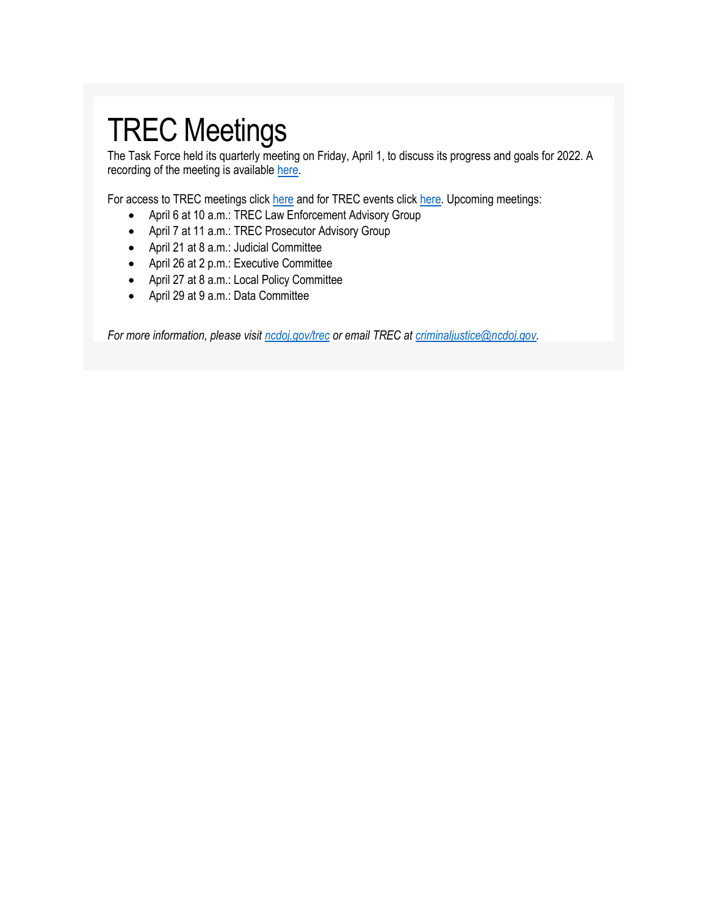# TREC Meetings

The Task Force held its quarterly meeting on Friday, April 1, to discuss its progress and goals for 2022. A recording of the meeting is available here.

For access to TREC meetings click here and for TREC events click here. Upcoming meetings:

- April 6 at 10 a.m.: TREC Law Enforcement Advisory Group
- April 7 at 11 a.m.: TREC Prosecutor Advisory Group
- April 21 at 8 a.m.: Judicial Committee
- April 26 at 2 p.m.: Executive Committee
- April 27 at 8 a.m.: Local Policy Committee
- April 29 at 9 a.m.: Data Committee

*For more information, please visit ncdoj.gov/trec or email TREC at criminaljustice@ncdoj.gov.*